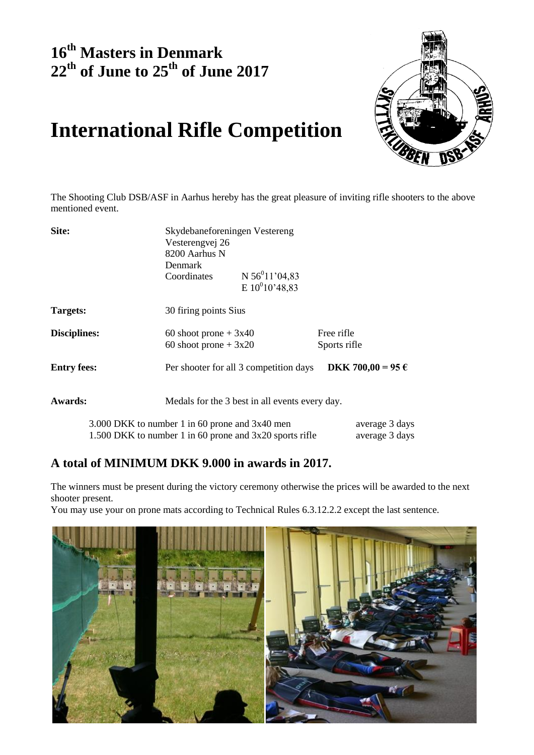# 16th Masters in Denmark
# 22th of June to 25th of June 2017

# International Rifle Competition

The Shooting Club DSB/ASF in Aarhus hereby has the great pleasure of inviting rifle shooters to the above mentioned event.

**Site:** Skydebaneforeningen Vestereng
Vesterengvej 26
8200 Aarhus N
Denmark
Coordinates N 56⁰11'04,83
E 10⁰10'48,83

**Targets:** 30 firing points Sius

**Disciplines:**

| | | |
|---|---|---|
| | 60 shoot prone + 3x40 | Free rifle |
| | 60 shoot prone + 3x20 | Sports rifle |

**Entry fees:** Per shooter for all 3 competition days **DKK 700,00 = 95 €**

**Awards:** Medals for the 3 best in all events every day.

| | |
|---|---|
| 3.000 DKK to number 1 in 60 prone and 3x40 men | average 3 days |
| 1.500 DKK to number 1 in 60 prone and 3x20 sports rifle | average 3 days |

## A total of MINIMUM DKK 9.000 in awards in 2017.

The winners must be present during the victory ceremony otherwise the prices will be awarded to the next shooter present.

You may use your on prone mats according to Technical Rules 6.3.12.2.2 except the last sentence.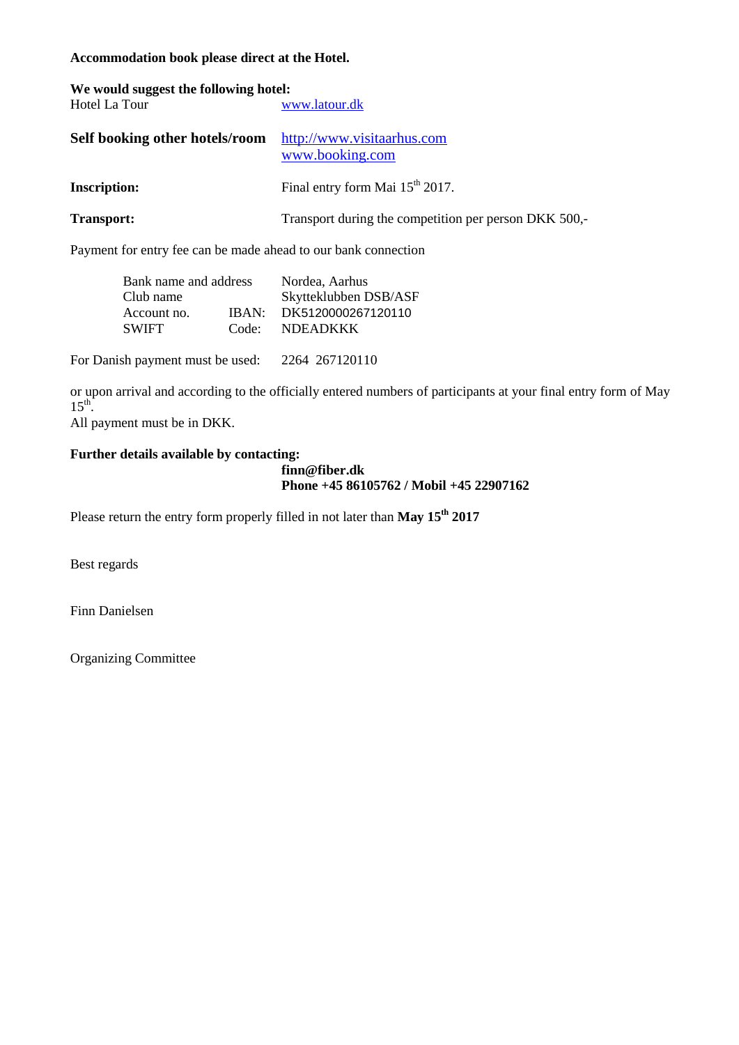**Accommodation book please direct at the Hotel.**

**We would suggest the following hotel:**
Hotel La Tour www.latour.dk

**Self booking other hotels/room** http://www.visitaarhus.com
www.booking.com

**Inscription:** Final entry form Mai 15th 2017.

**Transport:** Transport during the competition per person DKK 500,-

Payment for entry fee can be made ahead to our bank connection

| | | |
|---|---|---|
| Bank name and address | | Nordea, Aarhus |
| Club name | | Skytteklubben DSB/ASF |
| Account no. | IBAN: | DK5120000267120110 |
| SWIFT | Code: | NDEADKKK |

For Danish payment must be used: 2264 267120110

or upon arrival and according to the officially entered numbers of participants at your final entry form of May 15th.
All payment must be in DKK.

**Further details available by contacting:**
**finn@fiber.dk**
**Phone +45 86105762 / Mobil +45 22907162**

Please return the entry form properly filled in not later than **May 15th 2017**

Best regards

Finn Danielsen

Organizing Committee